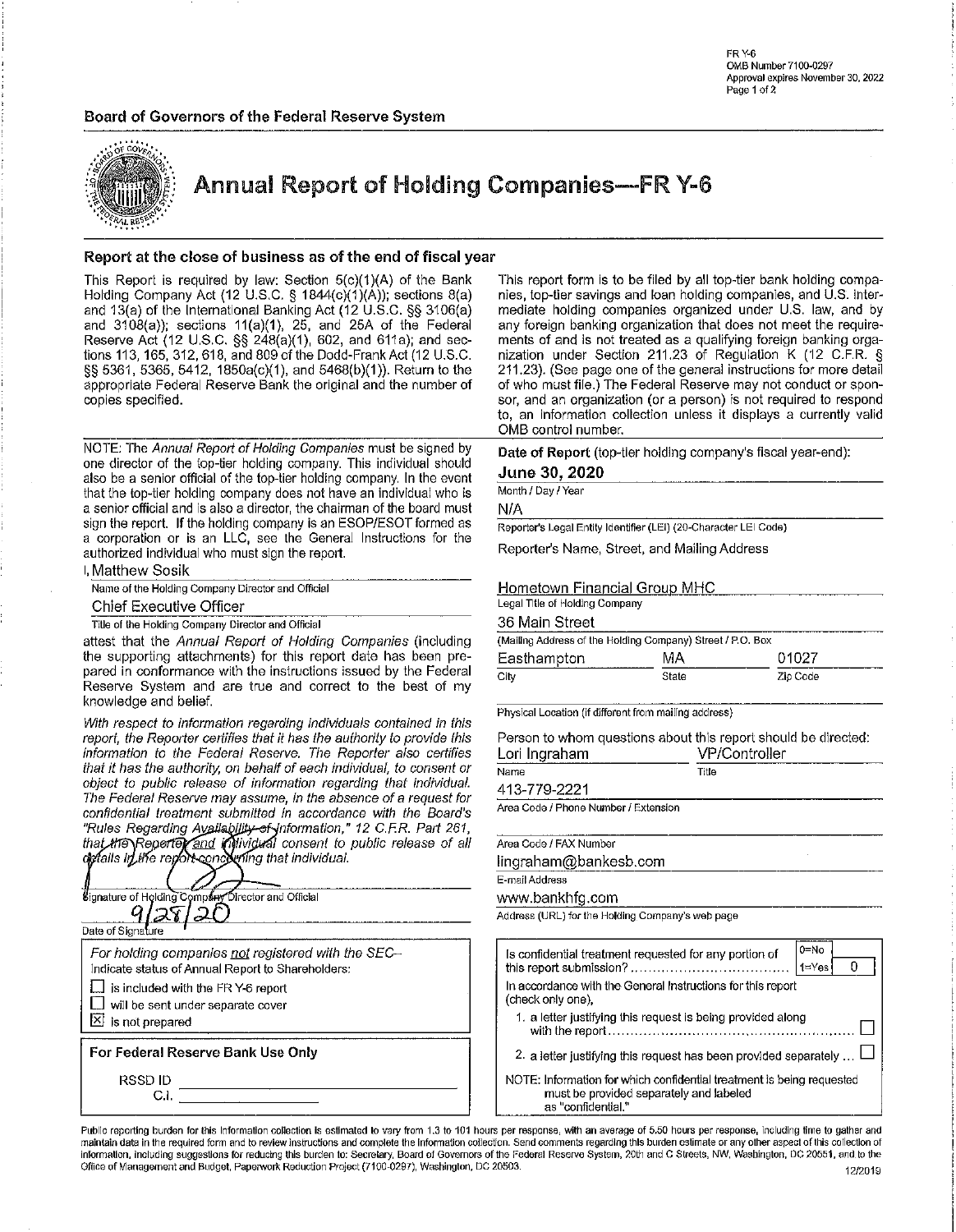FR Y-6
OMB Number 7100-0297
Approval expires November 30, 2022

**Board of Governors of the Federal Reserve System**

# Annual Report of Holding Companies—FR Y-6

## Report at the close of business as of the end of fiscal year

This Report is required by law: Section 5(c)(1)(A) of the Bank Holding Company Act (12 U.S.C. § 1844(c)(1)(A)); sections 8(a) and 13(a) of the International Banking Act (12 U.S.C. §§ 3106(a) and 3108(a)); sections 11(a)(1), 25, and 25A of the Federal Reserve Act (12 U.S.C. §§ 248(a)(1), 602, and 611a); and sections 113, 165, 312, 618, and 809 of the Dodd-Frank Act (12 U.S.C. §§ 5361, 5365, 5412, 1850a(c)(1), and 5468(b)(1)). Return to the appropriate Federal Reserve Bank the original and the number of copies specified.

This report form is to be filed by all top-tier bank holding companies, top-tier savings and loan holding companies, and U.S. intermediate holding companies organized under U.S. law, and by any foreign banking organization that does not meet the requirements of and is not treated as a qualifying foreign banking organization under Section 211.23 of Regulation K (12 C.F.R. § 211.23). (See page one of the general instructions for more detail of who must file.) The Federal Reserve may not conduct or sponsor, and an organization (or a person) is not required to respond to, an information collection unless it displays a currently valid OMB control number.

NOTE: The *Annual Report of Holding Companies* must be signed by one director of the top-tier holding company. This individual should also be a senior official of the top-tier holding company. In the event that the top-tier holding company does not have an individual who is a senior official and is also a director, the chairman of the board must sign the report. If the holding company is an ESOP/ESOT formed as a corporation or is an LLC, see the General Instructions for the authorized individual who must sign the report.

I, Matthew Sosik
Name of the Holding Company Director and Official

Chief Executive Officer
Title of the Holding Company Director and Official

attest that the *Annual Report of Holding Companies* (including the supporting attachments) for this report date has been prepared in conformance with the instructions issued by the Federal Reserve System and are true and correct to the best of my knowledge and belief.

*With respect to information regarding individuals contained in this report, the Reporter certifies that it has the authority to provide this information to the Federal Reserve. The Reporter also certifies that it has the authority, on behalf of each individual, to consent or object to public release of information regarding that individual. The Federal Reserve may assume, in the absence of a request for confidential treatment submitted in accordance with the Board's "Rules Regarding Availability of Information," 12 C.F.R. Part 261, that the Reporter and individual consent to public release of all details in the report concerning that individual.*

Signature of Holding Company Director and Official

9/28/20
Date of Signature

*For holding companies not registered with the SEC–*
Indicate status of Annual Report to Shareholders:

- [ ] is included with the FR Y-6 report
- [ ] will be sent under separate cover
- [x] is not prepared

**For Federal Reserve Bank Use Only**

RSSD ID ______________

C.I. ______________

**Date of Report** (top-tier holding company's fiscal year-end):

**June 30, 2020**
Month / Day / Year

N/A
Reporter's Legal Entity Identifier (LEI) (20-Character LEI Code)

Reporter's Name, Street, and Mailing Address

Hometown Financial Group MHC
Legal Title of Holding Company

36 Main Street
(Mailing Address of the Holding Company) Street / P.O. Box

| Easthampton | MA | 01027 |
|---|---|---|
| City | State | Zip Code |

Physical Location (if different from mailing address)

Person to whom questions about this report should be directed:

| Lori Ingraham | VP/Controller |
|---|---|
| Name | Title |

413-779-2221
Area Code / Phone Number / Extension

Area Code / FAX Number

lingraham@bankesb.com
E-mail Address

www.bankhfg.com
Address (URL) for the Holding Company's web page

Is confidential treatment requested for any portion of this report submission? (0=No, 1=Yes) 0

In accordance with the General Instructions for this report (check only one),

1. a letter justifying this request is being provided along with the report [ ]
2. a letter justifying this request has been provided separately ... [ ]

NOTE: Information for which confidential treatment is being requested must be provided separately and labeled as "confidential."

Public reporting burden for this information collection is estimated to vary from 1.3 to 101 hours per response, with an average of 5.50 hours per response, including time to gather and maintain data in the required form and to review instructions and complete the information collection. Send comments regarding this burden estimate or any other aspect of this collection of information, including suggestions for reducing this burden to: Secretary, Board of Governors of the Federal Reserve System, 20th and C Streets, NW, Washington, DC 20551, and to the Office of Management and Budget, Paperwork Reduction Project (7100-0297), Washington, DC 20503.

12/2019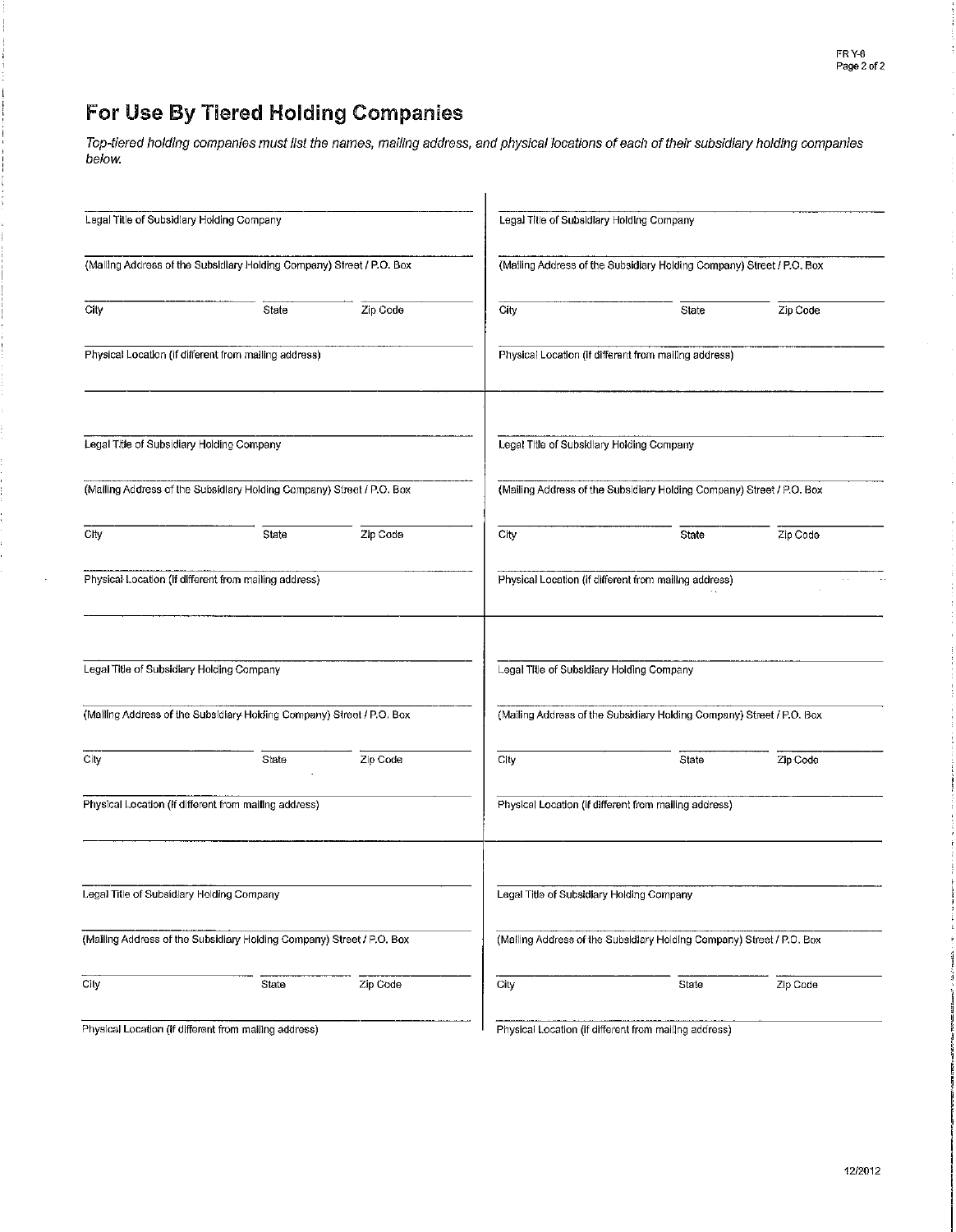# For Use By Tiered Holding Companies

*Top-tiered holding companies must list the names, mailing address, and physical locations of each of their subsidiary holding companies below.*

Legal Title of Subsidiary Holding Company

(Mailing Address of the Subsidiary Holding Company) Street / P.O. Box

City | State | Zip Code

Physical Location (if different from mailing address)

Legal Title of Subsidiary Holding Company

(Mailing Address of the Subsidiary Holding Company) Street / P.O. Box

City | State | Zip Code

Physical Location (if different from mailing address)

Legal Title of Subsidiary Holding Company

(Mailing Address of the Subsidiary Holding Company) Street / P.O. Box

City | State | Zip Code

Physical Location (if different from mailing address)

Legal Title of Subsidiary Holding Company

(Mailing Address of the Subsidiary Holding Company) Street / P.O. Box

City | State | Zip Code

Physical Location (if different from mailing address)

Legal Title of Subsidiary Holding Company

(Mailing Address of the Subsidiary Holding Company) Street / P.O. Box

City | State | Zip Code

Physical Location (if different from mailing address)

Legal Title of Subsidiary Holding Company

(Mailing Address of the Subsidiary Holding Company) Street / P.O. Box

City | State | Zip Code

Physical Location (if different from mailing address)

Legal Title of Subsidiary Holding Company

(Mailing Address of the Subsidiary Holding Company) Street / P.O. Box

City | State | Zip Code

Physical Location (if different from mailing address)

Legal Title of Subsidiary Holding Company

(Mailing Address of the Subsidiary Holding Company) Street / P.O. Box

City | State | Zip Code

Physical Location (if different from mailing address)

12/2012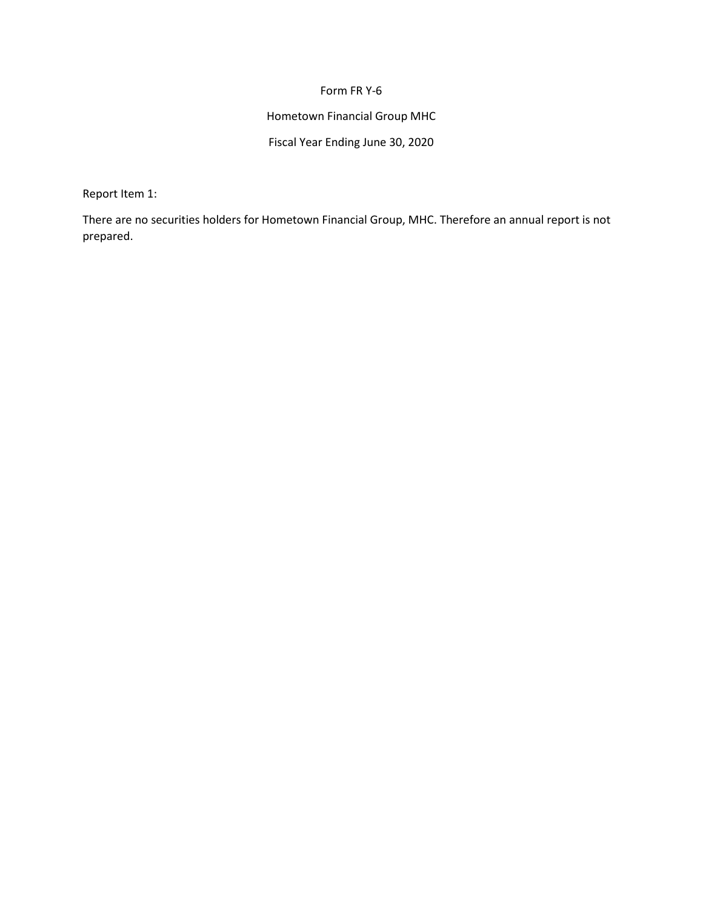Form FR Y-6

Hometown Financial Group MHC

Fiscal Year Ending June 30, 2020

Report Item 1:

There are no securities holders for Hometown Financial Group, MHC. Therefore an annual report is not prepared.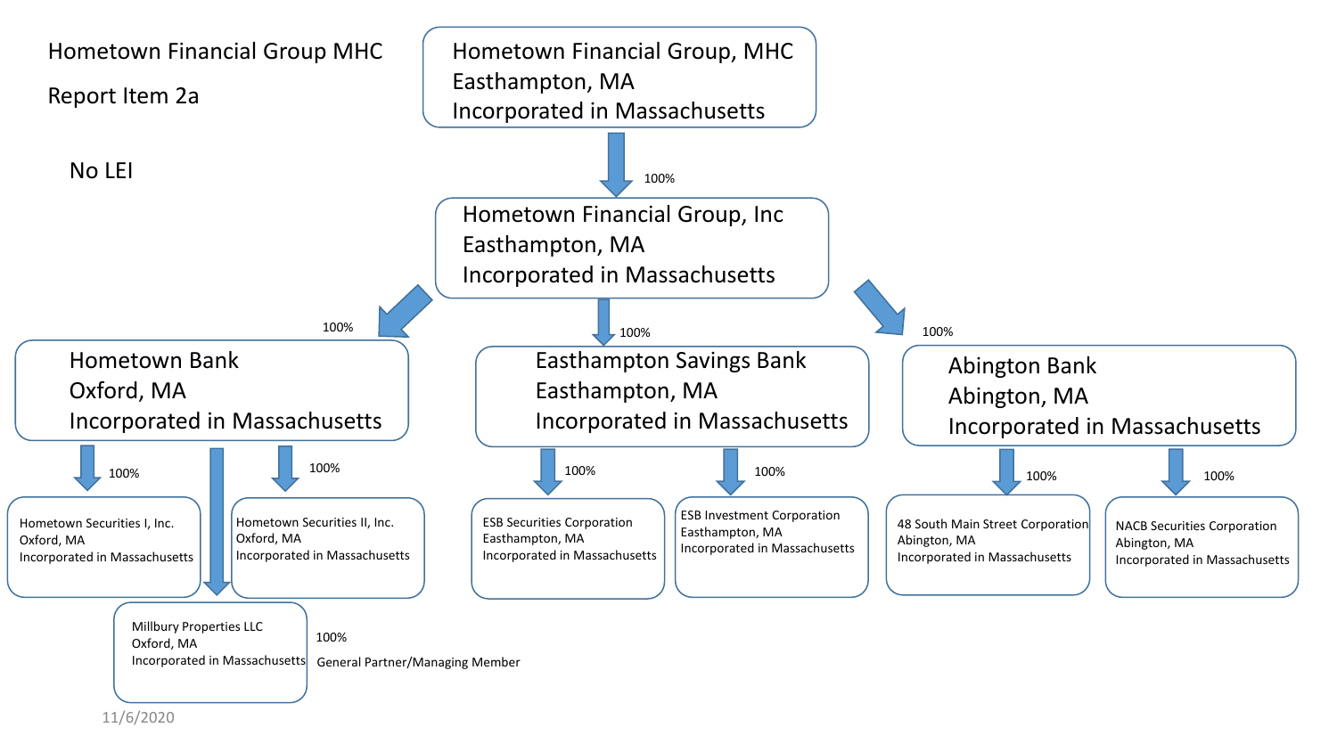Hometown Financial Group MHC

Report Item 2a

No LEI

**Hometown Financial Group, MHC**
Easthampton, MA
Incorporated in Massachusetts

↓ 100%

**Hometown Financial Group, Inc**
Easthampton, MA
Incorporated in Massachusetts

- 100% → **Hometown Bank**, Oxford, MA, Incorporated in Massachusetts
  - 100% → Hometown Securities I, Inc., Oxford, MA, Incorporated in Massachusetts
  - 100% → Hometown Securities II, Inc., Oxford, MA, Incorporated in Massachusetts
  - 100% General Partner/Managing Member → Millbury Properties LLC, Oxford, MA, Incorporated in Massachusetts
- 100% → **Easthampton Savings Bank**, Easthampton, MA, Incorporated in Massachusetts
  - 100% → ESB Securities Corporation, Easthampton, MA, Incorporated in Massachusetts
  - 100% → ESB Investment Corporation, Easthampton, MA, Incorporated in Massachusetts
- 100% → **Abington Bank**, Abington, MA, Incorporated in Massachusetts
  - 100% → 48 South Main Street Corporation, Abington, MA, Incorporated in Massachusetts
  - 100% → NACB Securities Corporation, Abington, MA, Incorporated in Massachusetts

11/6/2020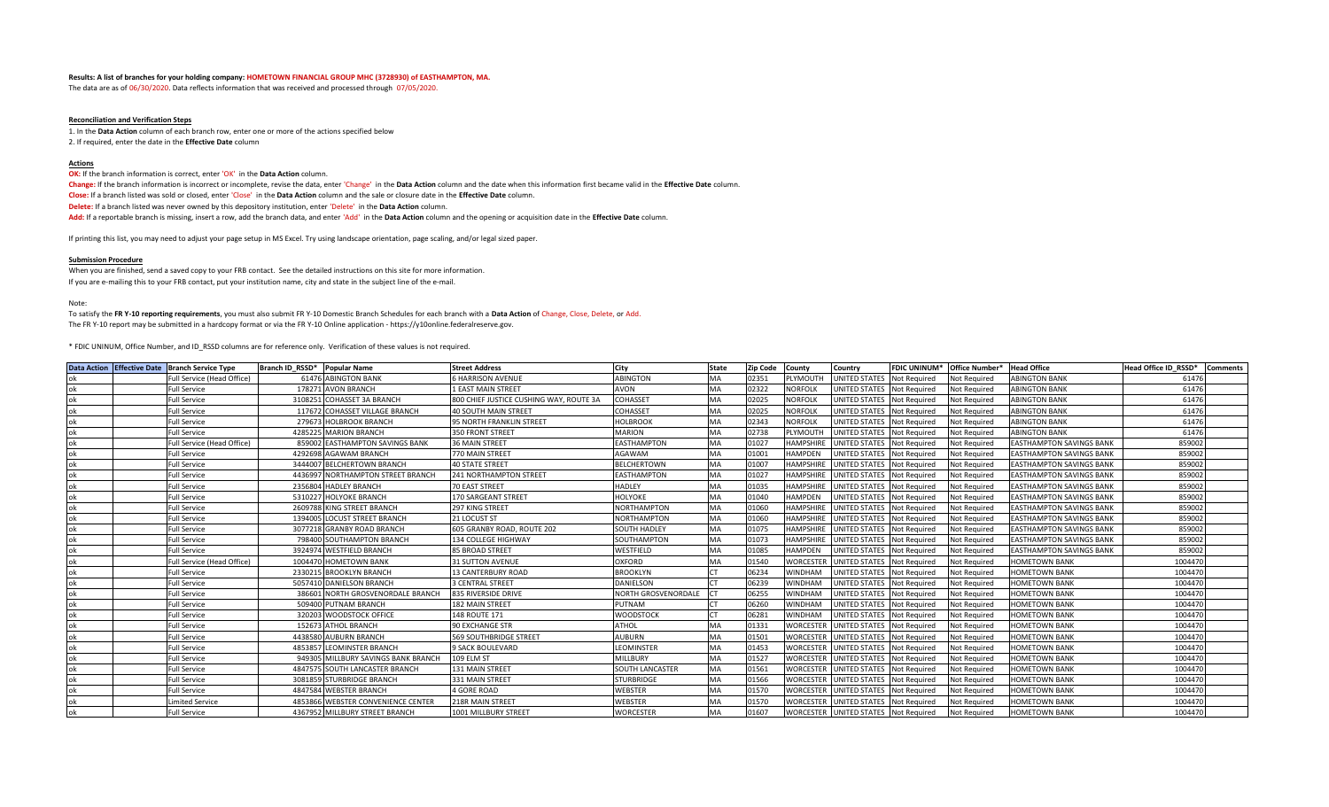**Results: A list of branches for your holding company: HOMETOWN FINANCIAL GROUP MHC (3728930) of EASTHAMPTON, MA.**

The data are as of 06/30/2020. Data reflects information that was received and processed through 07/05/2020.

**Reconciliation and Verification Steps**

1. In the **Data Action** column of each branch row, enter one or more of the actions specified below
2. If required, enter the date in the **Effective Date** column

**Actions**

**OK:** If the branch information is correct, enter 'OK' in the **Data Action** column.

**Change:** If the branch information is incorrect or incomplete, revise the data, enter 'Change' in the **Data Action** column and the date when this information first became valid in the **Effective Date** column.

**Close:** If a branch listed was sold or closed, enter 'Close' in the **Data Action** column and the sale or closure date in the **Effective Date** column.

**Delete:** If a branch listed was never owned by this depository institution, enter 'Delete' in the **Data Action** column.

**Add:** If a reportable branch is missing, insert a row, add the branch data, and enter 'Add' in the **Data Action** column and the opening or acquisition date in the **Effective Date** column.

If printing this list, you may need to adjust your page setup in MS Excel. Try using landscape orientation, page scaling, and/or legal sized paper.

**Submission Procedure**

When you are finished, send a saved copy to your FRB contact. See the detailed instructions on this site for more information.

If you are e-mailing this to your FRB contact, put your institution name, city and state in the subject line of the e-mail.

Note:

To satisfy the **FR Y-10 reporting requirements**, you must also submit FR Y-10 Domestic Branch Schedules for each branch with a **Data Action** of Change, Close, Delete, or Add.

The FR Y-10 report may be submitted in a hardcopy format or via the FR Y-10 Online application - https://y10online.federalreserve.gov.

* FDIC UNINUM, Office Number, and ID_RSSD columns are for reference only. Verification of these values is not required.

| Data Action | Effective Date | Branch Service Type | Branch ID_RSSD* | Popular Name | Street Address | City | State | Zip Code | County | Country | FDIC UNINUM* | Office Number* | Head Office | Head Office ID_RSSD* | Comments |
|---|---|---|---|---|---|---|---|---|---|---|---|---|---|---|---|
| ok | | Full Service (Head Office) | 61476 | ABINGTON BANK | 6 HARRISON AVENUE | ABINGTON | MA | 02351 | PLYMOUTH | UNITED STATES | Not Required | Not Required | ABINGTON BANK | 61476 | |
| ok | | Full Service | 178271 | AVON BRANCH | 1 EAST MAIN STREET | AVON | MA | 02322 | NORFOLK | UNITED STATES | Not Required | Not Required | ABINGTON BANK | 61476 | |
| ok | | Full Service | 3108251 | COHASSET 3A BRANCH | 800 CHIEF JUSTICE CUSHING WAY, ROUTE 3A | COHASSET | MA | 02025 | NORFOLK | UNITED STATES | Not Required | Not Required | ABINGTON BANK | 61476 | |
| ok | | Full Service | 117672 | COHASSET VILLAGE BRANCH | 40 SOUTH MAIN STREET | COHASSET | MA | 02025 | NORFOLK | UNITED STATES | Not Required | Not Required | ABINGTON BANK | 61476 | |
| ok | | Full Service | 279673 | HOLBROOK BRANCH | 95 NORTH FRANKLIN STREET | HOLBROOK | MA | 02343 | NORFOLK | UNITED STATES | Not Required | Not Required | ABINGTON BANK | 61476 | |
| ok | | Full Service | 4285225 | MARION BRANCH | 350 FRONT STREET | MARION | MA | 02738 | PLYMOUTH | UNITED STATES | Not Required | Not Required | ABINGTON BANK | 61476 | |
| ok | | Full Service (Head Office) | 859002 | EASTHAMPTON SAVINGS BANK | 36 MAIN STREET | EASTHAMPTON | MA | 01027 | HAMPSHIRE | UNITED STATES | Not Required | Not Required | EASTHAMPTON SAVINGS BANK | 859002 | |
| ok | | Full Service | 4292698 | AGAWAM BRANCH | 770 MAIN STREET | AGAWAM | MA | 01001 | HAMPDEN | UNITED STATES | Not Required | Not Required | EASTHAMPTON SAVINGS BANK | 859002 | |
| ok | | Full Service | 3444007 | BELCHERTOWN BRANCH | 40 STATE STREET | BELCHERTOWN | MA | 01007 | HAMPSHIRE | UNITED STATES | Not Required | Not Required | EASTHAMPTON SAVINGS BANK | 859002 | |
| ok | | Full Service | 4436997 | NORTHAMPTON STREET BRANCH | 241 NORTHAMPTON STREET | EASTHAMPTON | MA | 01027 | HAMPSHIRE | UNITED STATES | Not Required | Not Required | EASTHAMPTON SAVINGS BANK | 859002 | |
| ok | | Full Service | 2356804 | HADLEY BRANCH | 70 EAST STREET | HADLEY | MA | 01035 | HAMPSHIRE | UNITED STATES | Not Required | Not Required | EASTHAMPTON SAVINGS BANK | 859002 | |
| ok | | Full Service | 5310227 | HOLYOKE BRANCH | 170 SARGEANT STREET | HOLYOKE | MA | 01040 | HAMPDEN | UNITED STATES | Not Required | Not Required | EASTHAMPTON SAVINGS BANK | 859002 | |
| ok | | Full Service | 2609788 | KING STREET BRANCH | 297 KING STREET | NORTHAMPTON | MA | 01060 | HAMPSHIRE | UNITED STATES | Not Required | Not Required | EASTHAMPTON SAVINGS BANK | 859002 | |
| ok | | Full Service | 1394005 | LOCUST STREET BRANCH | 21 LOCUST ST | NORTHAMPTON | MA | 01060 | HAMPSHIRE | UNITED STATES | Not Required | Not Required | EASTHAMPTON SAVINGS BANK | 859002 | |
| ok | | Full Service | 3077218 | GRANBY ROAD BRANCH | 605 GRANBY ROAD, ROUTE 202 | SOUTH HADLEY | MA | 01075 | HAMPSHIRE | UNITED STATES | Not Required | Not Required | EASTHAMPTON SAVINGS BANK | 859002 | |
| ok | | Full Service | 798400 | SOUTHAMPTON BRANCH | 134 COLLEGE HIGHWAY | SOUTHAMPTON | MA | 01073 | HAMPSHIRE | UNITED STATES | Not Required | Not Required | EASTHAMPTON SAVINGS BANK | 859002 | |
| ok | | Full Service | 3924974 | WESTFIELD BRANCH | 85 BROAD STREET | WESTFIELD | MA | 01085 | HAMPDEN | UNITED STATES | Not Required | Not Required | EASTHAMPTON SAVINGS BANK | 859002 | |
| ok | | Full Service (Head Office) | 1004470 | HOMETOWN BANK | 31 SUTTON AVENUE | OXFORD | MA | 01540 | WORCESTER | UNITED STATES | Not Required | Not Required | HOMETOWN BANK | 1004470 | |
| ok | | Full Service | 2330215 | BROOKLYN BRANCH | 13 CANTERBURY ROAD | BROOKLYN | CT | 06234 | WINDHAM | UNITED STATES | Not Required | Not Required | HOMETOWN BANK | 1004470 | |
| ok | | Full Service | 5057410 | DANIELSON BRANCH | 3 CENTRAL STREET | DANIELSON | CT | 06239 | WINDHAM | UNITED STATES | Not Required | Not Required | HOMETOWN BANK | 1004470 | |
| ok | | Full Service | 386601 | NORTH GROSVENORDALE BRANCH | 835 RIVERSIDE DRIVE | NORTH GROSVENORDALE | CT | 06255 | WINDHAM | UNITED STATES | Not Required | Not Required | HOMETOWN BANK | 1004470 | |
| ok | | Full Service | 509400 | PUTNAM BRANCH | 182 MAIN STREET | PUTNAM | CT | 06260 | WINDHAM | UNITED STATES | Not Required | Not Required | HOMETOWN BANK | 1004470 | |
| ok | | Full Service | 320203 | WOODSTOCK OFFICE | 148 ROUTE 171 | WOODSTOCK | CT | 06281 | WINDHAM | UNITED STATES | Not Required | Not Required | HOMETOWN BANK | 1004470 | |
| ok | | Full Service | 152673 | ATHOL BRANCH | 90 EXCHANGE STR | ATHOL | MA | 01331 | WORCESTER | UNITED STATES | Not Required | Not Required | HOMETOWN BANK | 1004470 | |
| ok | | Full Service | 4438580 | AUBURN BRANCH | 569 SOUTHBRIDGE STREET | AUBURN | MA | 01501 | WORCESTER | UNITED STATES | Not Required | Not Required | HOMETOWN BANK | 1004470 | |
| ok | | Full Service | 4853857 | LEOMINSTER BRANCH | 9 SACK BOULEVARD | LEOMINSTER | MA | 01453 | WORCESTER | UNITED STATES | Not Required | Not Required | HOMETOWN BANK | 1004470 | |
| ok | | Full Service | 949305 | MILLBURY SAVINGS BANK BRANCH | 109 ELM ST | MILLBURY | MA | 01527 | WORCESTER | UNITED STATES | Not Required | Not Required | HOMETOWN BANK | 1004470 | |
| ok | | Full Service | 4847575 | SOUTH LANCASTER BRANCH | 131 MAIN STREET | SOUTH LANCASTER | MA | 01561 | WORCESTER | UNITED STATES | Not Required | Not Required | HOMETOWN BANK | 1004470 | |
| ok | | Full Service | 3081859 | STURBRIDGE BRANCH | 331 MAIN STREET | STURBRIDGE | MA | 01566 | WORCESTER | UNITED STATES | Not Required | Not Required | HOMETOWN BANK | 1004470 | |
| ok | | Full Service | 4847584 | WEBSTER BRANCH | 4 GORE ROAD | WEBSTER | MA | 01570 | WORCESTER | UNITED STATES | Not Required | Not Required | HOMETOWN BANK | 1004470 | |
| ok | | Limited Service | 4853866 | WEBSTER CONVENIENCE CENTER | 218R MAIN STREET | WEBSTER | MA | 01570 | WORCESTER | UNITED STATES | Not Required | Not Required | HOMETOWN BANK | 1004470 | |
| ok | | Full Service | 4367952 | MILLBURY STREET BRANCH | 1001 MILLBURY STREET | WORCESTER | MA | 01607 | WORCESTER | UNITED STATES | Not Required | Not Required | HOMETOWN BANK | 1004470 | |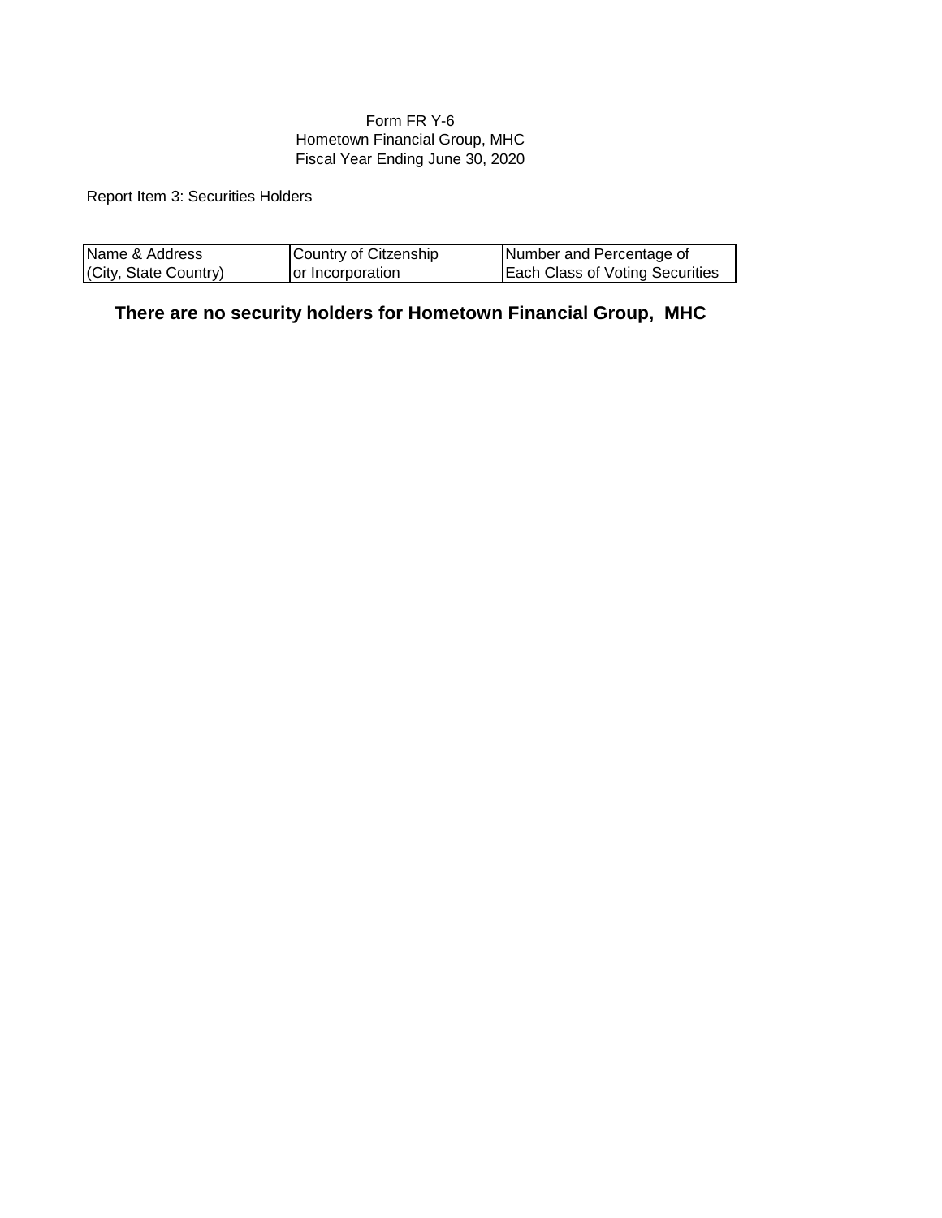Form FR Y-6
Hometown Financial Group, MHC
Fiscal Year Ending June 30, 2020

Report Item 3: Securities Holders

| Name & Address (City, State Country) | Country of Citzenship or Incorporation | Number and Percentage of Each Class of Voting Securities |
| --- | --- | --- |

**There are no security holders for Hometown Financial Group, MHC**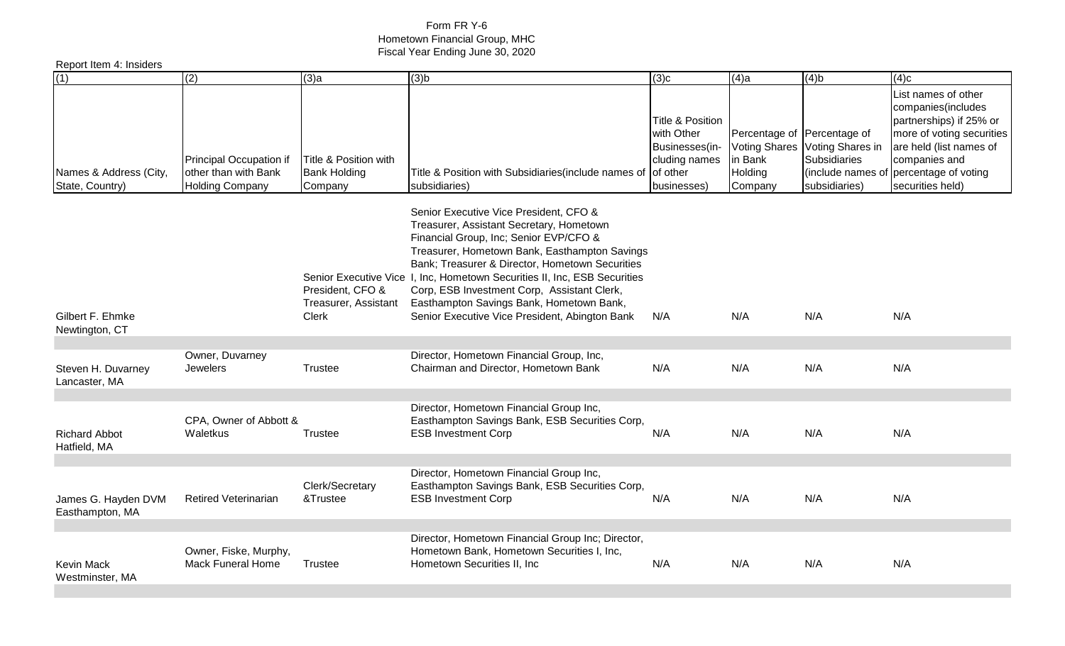Form FR Y-6
Hometown Financial Group, MHC
Fiscal Year Ending June 30, 2020

Report Item 4: Insiders

| (1) | (2) | (3)a | (3)b | (3)c | (4)a | (4)b | (4)c |
|---|---|---|---|---|---|---|---|
| Names & Address (City, State, Country) | Principal Occupation if other than with Bank Holding Company | Title & Position with Bank Holding Company | Title & Position with Subsidiaries(include names of subsidiaries) | Title & Position with Other Businesses(in-cluding names of other businesses) | Percentage of Voting Shares in Bank Holding Company | Percentage of Voting Shares in Subsidiaries (include names of subsidiaries) | List names of other companies(includes partnerships) if 25% or more of voting securities are held (list names of companies and percentage of voting securities held) |
| Gilbert F. Ehmke Newtington, CT | | Senior Executive Vice President, CFO & Treasurer, Assistant Clerk | Senior Executive Vice President, CFO & Treasurer, Assistant Secretary, Hometown Financial Group, Inc; Senior EVP/CFO & Treasurer, Hometown Bank, Easthampton Savings Bank; Treasurer & Director, Hometown Securities I, Inc, Hometown Securities II, Inc, ESB Securities Corp, ESB Investment Corp, Assistant Clerk, Easthampton Savings Bank, Hometown Bank, Senior Executive Vice President, Abington Bank | N/A | N/A | N/A | N/A |
| Steven H. Duvarney Lancaster, MA | Owner, Duvarney Jewelers | Trustee | Director, Hometown Financial Group, Inc, Chairman and Director, Hometown Bank | N/A | N/A | N/A | N/A |
| Richard Abbot Hatfield, MA | CPA, Owner of Abbott & Waletkus | Trustee | Director, Hometown Financial Group Inc, Easthampton Savings Bank, ESB Securities Corp, ESB Investment Corp | N/A | N/A | N/A | N/A |
| James G. Hayden DVM Easthampton, MA | Retired Veterinarian | Clerk/Secretary &Trustee | Director, Hometown Financial Group Inc, Easthampton Savings Bank, ESB Securities Corp, ESB Investment Corp | N/A | N/A | N/A | N/A |
| Kevin Mack Westminster, MA | Owner, Fiske, Murphy, Mack Funeral Home | Trustee | Director, Hometown Financial Group Inc; Director, Hometown Bank, Hometown Securities I, Inc, Hometown Securities II, Inc | N/A | N/A | N/A | N/A |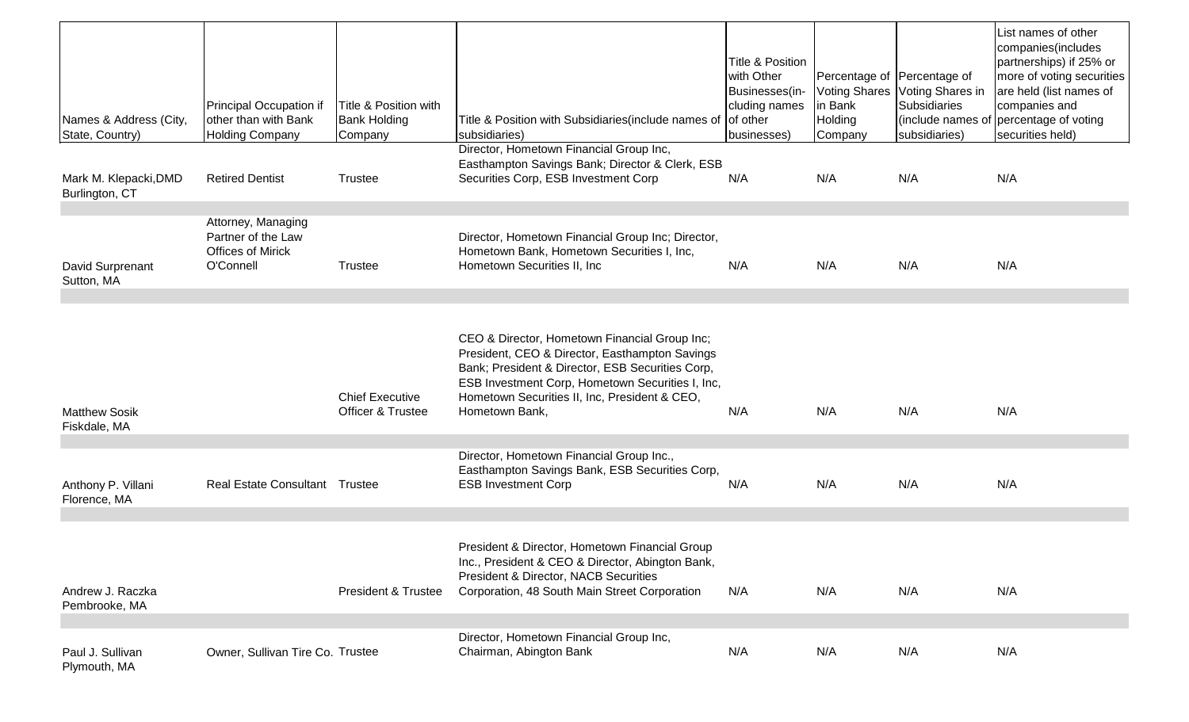| Names & Address (City, State, Country) | Principal Occupation if other than with Bank Holding Company | Title & Position with Bank Holding Company | Title & Position with Subsidiaries(include names of subsidiaries) | Title & Position with Other Businesses(including names of other businesses) | Percentage of Voting Shares in Bank Holding Company | Percentage of Voting Shares in Subsidiaries (include names of subsidiaries) | List names of other companies(includes partnerships) if 25% or more of voting securities are held (list names of companies and percentage of voting securities held) |
|---|---|---|---|---|---|---|---|
| Mark M. Klepacki,DMD Burlington, CT | Retired Dentist | Trustee | Director, Hometown Financial Group Inc, Easthampton Savings Bank; Director & Clerk, ESB Securities Corp, ESB Investment Corp | N/A | N/A | N/A | N/A |
| David Surprenant Sutton, MA | Attorney, Managing Partner of the Law Offices of Mirick O'Connell | Trustee | Director, Hometown Financial Group Inc; Director, Hometown Bank, Hometown Securities I, Inc, Hometown Securities II, Inc | N/A | N/A | N/A | N/A |
| Matthew Sosik Fiskdale, MA | | Chief Executive Officer & Trustee | CEO & Director, Hometown Financial Group Inc; President, CEO & Director, Easthampton Savings Bank; President & Director, ESB Securities Corp, ESB Investment Corp, Hometown Securities I, Inc, Hometown Securities II, Inc, President & CEO, Hometown Bank, | N/A | N/A | N/A | N/A |
| Anthony P. Villani Florence, MA | Real Estate Consultant | Trustee | Director, Hometown Financial Group Inc., Easthampton Savings Bank, ESB Securities Corp, ESB Investment Corp | N/A | N/A | N/A | N/A |
| Andrew J. Raczka Pembrooke, MA | | President & Trustee | President & Director, Hometown Financial Group Inc., President & CEO & Director, Abington Bank, President & Director, NACB Securities Corporation, 48 South Main Street Corporation | N/A | N/A | N/A | N/A |
| Paul J. Sullivan Plymouth, MA | Owner, Sullivan Tire Co. | Trustee | Director, Hometown Financial Group Inc, Chairman, Abington Bank | N/A | N/A | N/A | N/A |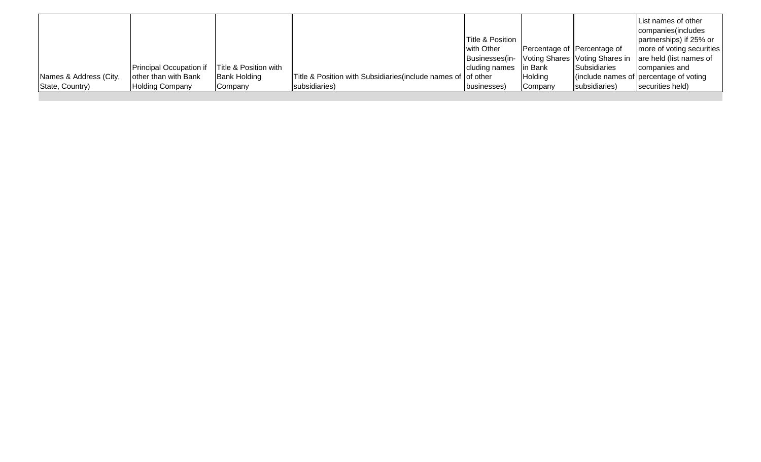| Names & Address (City, State, Country) | Principal Occupation if other than with Bank Holding Company | Title & Position with Bank Holding Company | Title & Position with Subsidiaries(include names of subsidiaries) | Title & Position with Other Businesses(in-cluding names of other businesses) | Percentage of Voting Shares in Bank Holding Company | Percentage of Voting Shares in Subsidiaries (include names of subsidiaries) | List names of other companies(includes partnerships) if 25% or more of voting securities are held (list names of companies and percentage of voting securities held) |
|---|---|---|---|---|---|---|---|
| | | | | | | | |